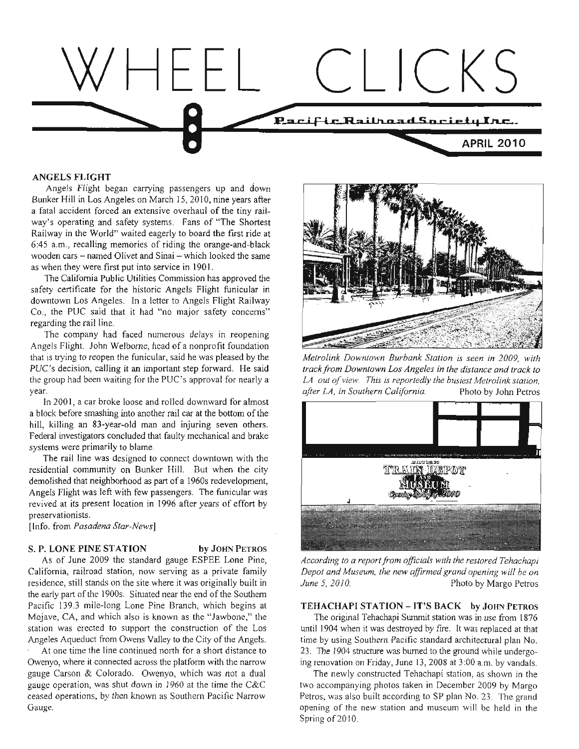# WHEEL CLICKS

Pacific Railroad Society Inc.

APRIL 2010

## ANGELS FLIGHT

Angels Flight began carrying passengers up and down Bunker Hill in Los Angeles on March 15, 2010, nine years after a fatal accident forced an extensive overhaul of the tiny railway's operating and safety systems. Fans of "The Shortest Railway in the World" waited eagerly to board the first ride at 6:45 a.m., recalling memories of riding the orange-and-black wooden cars – named Olivet and Sinai – which looked the same as when they were first put into service in 1901.

The California Public Utilities Commission has approved the safety certificate for the historic Angels Flight funicular in downtown Los Angeles. In a letter to Angels Flight Railway Co., the PUC said that it had "no major safety concerns" regarding the rail line.

The company had faced numerous delays in reopening Angels Flight. John Welborne, head of a nonprofit foundation that is trying to reopen the funicular, said he was pleased by the PUC's decision, calling it an important step forward. He said the group had been waiting for the PUC's approval for nearly a year.

In 2001, a car broke loose and rolled downward for almost a block before smashing into another rail car at the bottom of the hill, killing an 83-year-old man and injuring seven others. Federal investigators concluded that faulty mechanical and brake systems were primarily to blame.

The rail line was designed to connect downtown with the residential community on Bunker Hill. But when the city demolished that neighborhood as part of a 1960s redevelopment, Angels Flight was left with few passengers. The funicular was revived at its present location in 1996 after years of effort by preservationists.

[Info. from *Pasadena Star-News*]

## S. P. LONE PINE STATION by JOHN PETROS

As of June 2009 the standard gauge ESPEE Lone Pine, California, railroad station, now serving as a private family residence, still stands on the site where it was originally built in the early part of the 1900s. Situated near the end of the Southern Pacific 139.3 mile-long Lone Pine Branch, which begins at Mojave, CA, and which also is known as the "Jawbone," the station was erected to support the construction of the Los Angeles Aqueduct from Owens Valley to the City of the Angels.

At one time the line continued north for a short distance to Owenyo, where it connected across the platform with the narrow gauge Carson & Colorado. Owenyo, which was not a dual gauge operation, was shut down in 1960 at the time the C&C ceased operations, by then known as Southern Pacific Narrow Gauge.

*Metrolink Downtown Burbank Station is seen in 2009, with track from Downtown Los Angeles in the distance and track to LA out of view. This is reportedly the busiest Metrolink station, after LA, in Southern California.* Photo by John Petros

*According to a report from officials with the restored Tehachapi Depot and Museum, the new affirmed grand opening will be on June 5, 2010.* Photo by Margo Petros

## TEHACHAPI STATION – IT'S BACK by JOHN PETROS

The original Tehachapi Summit station was in use from 1876 until 1904 when it was destroyed by fire. It was replaced at that time by using Southern Pacific standard architectural plan No. 23. The 1904 structure was burned to the ground while undergoing renovation on Friday, June 13, 2008 at 3:00 a.m. by vandals.

The newly constructed Tehachapi station, as shown in the two accompanying photos taken in December 2009 by Margo Petros, was also built according to SP plan No. 23. The grand opening of the new station and museum will be held in the Spring of 2010.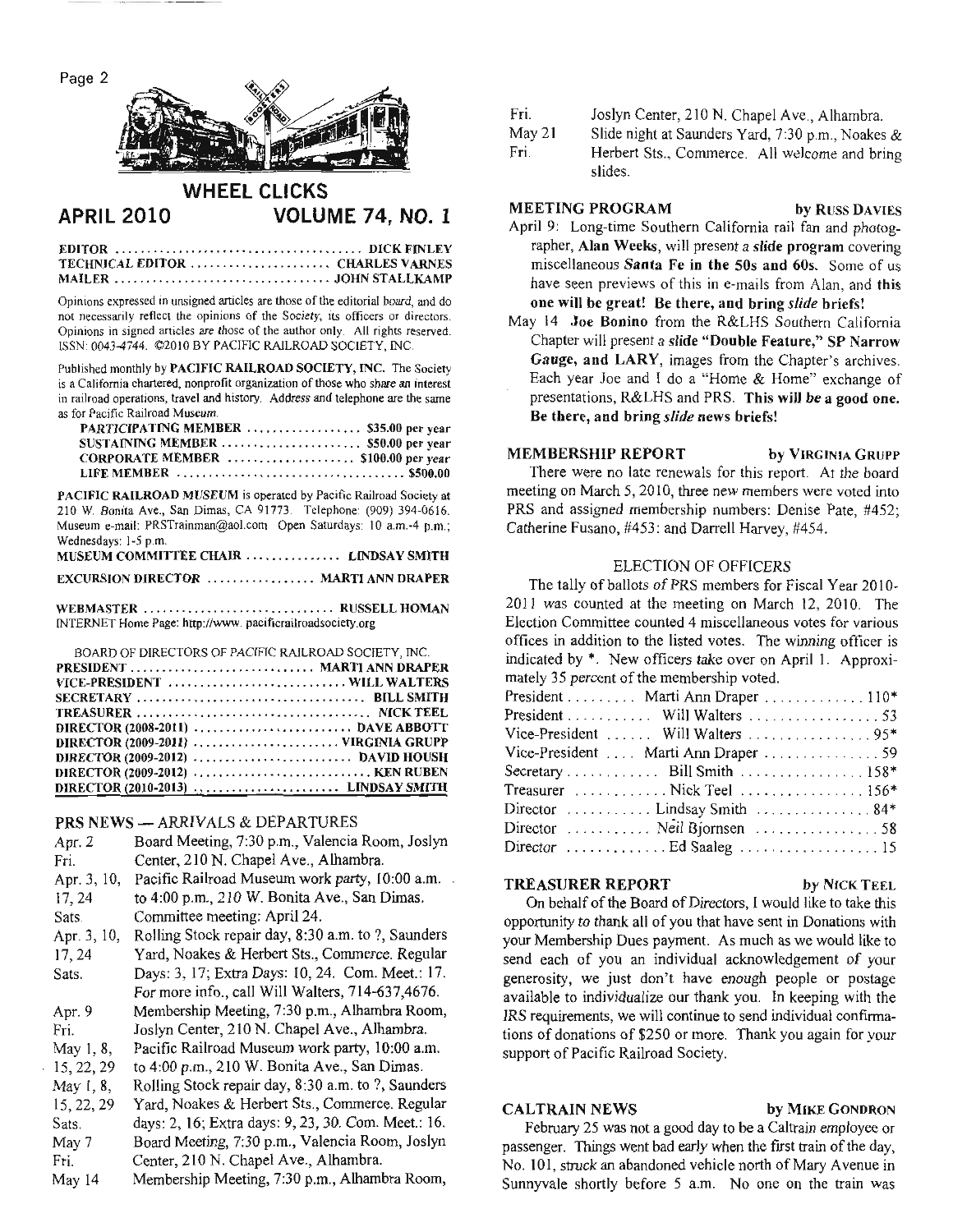# WHEEL CLICKS

## APRIL 2010 — VOLUME 74, NO. 1

EDITOR ..................................... DICK FINLEY
TECHNICAL EDITOR ..................... CHARLES VARNES
MAILER ...................................... JOHN STALLKAMP

Opinions expressed in unsigned articles are those of the editorial board, and do not necessarily reflect the opinions of the Society, its officers or directors. Opinions in signed articles are those of the author only. All rights reserved. ISSN: 0043-4744. ©2010 BY PACIFIC RAILROAD SOCIETY, INC.

Published monthly by **PACIFIC RAILROAD SOCIETY, INC.** The Society is a California chartered, nonprofit organization of those who share an interest in railroad operations, travel and history. Address and telephone are the same as for Pacific Railroad Museum.

| | |
|---|---|
| PARTICIPATING MEMBER | $35.00 per year |
| SUSTAINING MEMBER | $50.00 per year |
| CORPORATE MEMBER | $100.00 per year |
| LIFE MEMBER | $500.00 |

**PACIFIC RAILROAD MUSEUM** is operated by Pacific Railroad Society at 210 W. Bonita Ave., San Dimas, CA 91773. Telephone: (909) 394-0616. Museum e-mail: PRSTrainman@aol.com Open Saturdays: 10 a.m.-4 p.m.; Wednesdays: 1-5 p.m.

MUSEUM COMMITTEE CHAIR .............. LINDSAY SMITH

EXCURSION DIRECTOR ................ MARTI ANN DRAPER

WEBMASTER ............................. RUSSELL HOMAN
INTERNET Home Page: http://www.pacificrailroadsociety.org

BOARD OF DIRECTORS OF PACIFIC RAILROAD SOCIETY, INC.

| | |
|---|---|
| PRESIDENT | MARTI ANN DRAPER |
| VICE-PRESIDENT | WILL WALTERS |
| SECRETARY | BILL SMITH |
| TREASURER | NICK TEEL |
| DIRECTOR (2008-2011) | DAVE ABBOTT |
| DIRECTOR (2009-2011) | VIRGINIA GRUPP |
| DIRECTOR (2009-2012) | DAVID HOUSH |
| DIRECTOR (2009-2012) | KEN RUBEN |
| DIRECTOR (2010-2013) | LINDSAY SMITH |

### PRS NEWS — ARRIVALS & DEPARTURES

| | |
|---|---|
| Apr. 2 Fri. | Board Meeting, 7:30 p.m., Valencia Room, Joslyn Center, 210 N. Chapel Ave., Alhambra. |
| Apr. 3, 10, 17, 24 Sats. | Pacific Railroad Museum work party, 10:00 a.m. to 4:00 p.m., 210 W. Bonita Ave., San Dimas. Committee meeting: April 24. |
| Apr. 3, 10, 17, 24 Sats. | Rolling Stock repair day, 8:30 a.m. to ?, Saunders Yard, Noakes & Herbert Sts., Commerce. Regular Days: 3, 17; Extra Days: 10, 24. Com. Meet.: 17. For more info., call Will Walters, 714-637,4676. |
| Apr. 9 Fri. | Membership Meeting, 7:30 p.m., Alhambra Room, Joslyn Center, 210 N. Chapel Ave., Alhambra. |
| May 1, 8, 15, 22, 29 | Pacific Railroad Museum work party, 10:00 a.m. to 4:00 p.m., 210 W. Bonita Ave., San Dimas. |
| May 1, 8, 15, 22, 29 Sats. | Rolling Stock repair day, 8:30 a.m. to ?, Saunders Yard, Noakes & Herbert Sts., Commerce. Regular days: 2, 16; Extra days: 9, 23, 30. Com. Meet.: 16. |
| May 7 Fri. | Board Meeting, 7:30 p.m., Valencia Room, Joslyn Center, 210 N. Chapel Ave., Alhambra. |
| May 14 Fri. | Membership Meeting, 7:30 p.m., Alhambra Room, Joslyn Center, 210 N. Chapel Ave., Alhambra. |
| May 21 Fri. | Slide night at Saunders Yard, 7:30 p.m., Noakes & Herbert Sts., Commerce. All welcome and bring slides. |

### MEETING PROGRAM — by RUSS DAVIES

April 9: Long-time Southern California rail fan and photographer, **Alan Weeks**, will present a **slide program** covering miscellaneous **Santa Fe in the 50s and 60s.** Some of us have seen previews of this in e-mails from Alan, and **this one will be great! Be there, and bring *slide* briefs!**

May 14 **Joe Bonino** from the R&LHS Southern California Chapter will present a **slide "Double Feature," SP Narrow Gauge, and LARY**, images from the Chapter's archives. Each year Joe and I do a "Home & Home" exchange of presentations, R&LHS and PRS. **This will be a good one. Be there, and bring *slide* news briefs!**

### MEMBERSHIP REPORT — by VIRGINIA GRUPP

There were no late renewals for this report. At the board meeting on March 5, 2010, three new members were voted into PRS and assigned membership numbers: Denise Pate, #452; Catherine Fusano, #453: and Darrell Harvey, #454.

#### ELECTION OF OFFICERS

The tally of ballots of PRS members for Fiscal Year 2010-2011 was counted at the meeting on March 12, 2010. The Election Committee counted 4 miscellaneous votes for various offices in addition to the listed votes. The winning officer is indicated by *. New officers take over on April 1. Approximately 35 percent of the membership voted.

| Office | Candidate | Votes |
|---|---|---|
| President | Marti Ann Draper | 110* |
| President | Will Walters | 53 |
| Vice-President | Will Walters | 95* |
| Vice-President | Marti Ann Draper | 59 |
| Secretary | Bill Smith | 158* |
| Treasurer | Nick Teel | 156* |
| Director | Lindsay Smith | 84* |
| Director | Neil Bjornsen | 58 |
| Director | Ed Saaleg | 15 |

### TREASURER REPORT — by NICK TEEL

On behalf of the Board of Directors, I would like to take this opportunity to thank all of you that have sent in Donations with your Membership Dues payment. As much as we would like to send each of you an individual acknowledgement of your generosity, we just don't have enough people or postage available to individualize our thank you. In keeping with the IRS requirements, we will continue to send individual confirmations of donations of $250 or more. Thank you again for your support of Pacific Railroad Society.

### CALTRAIN NEWS — by MIKE GONDRON

February 25 was not a good day to be a Caltrain employee or passenger. Things went bad early when the first train of the day, No. 101, struck an abandoned vehicle north of Mary Avenue in Sunnyvale shortly before 5 a.m. No one on the train was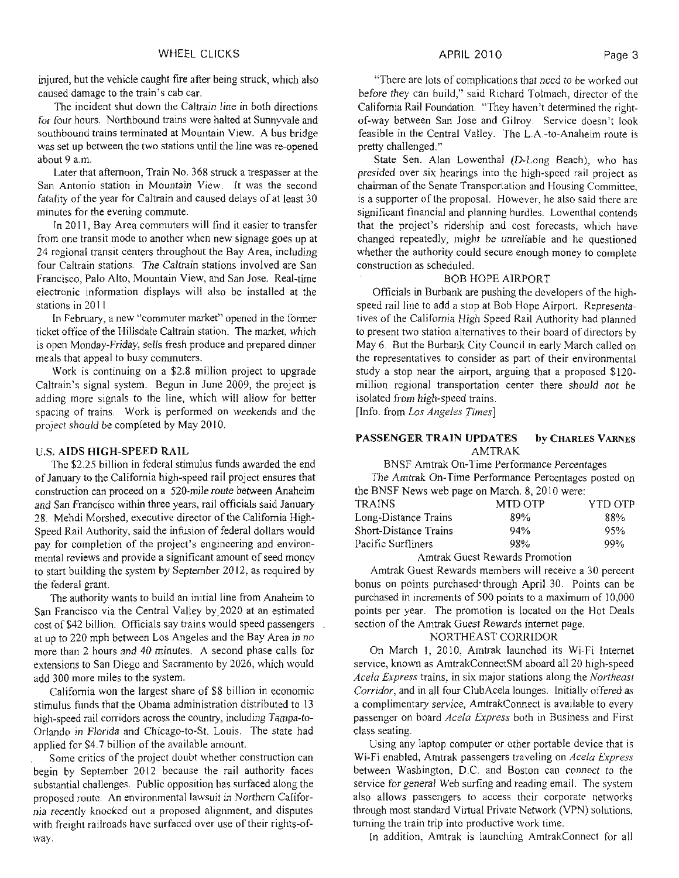injured, but the vehicle caught fire after being struck, which also caused damage to the train's cab car.

The incident shut down the Caltrain line in both directions for four hours. Northbound trains were halted at Sunnyvale and southbound trains terminated at Mountain View. A bus bridge was set up between the two stations until the line was re-opened about 9 a.m.

Later that afternoon, Train No. 368 struck a trespasser at the San Antonio station in Mountain View. It was the second fatality of the year for Caltrain and caused delays of at least 30 minutes for the evening commute.

In 2011, Bay Area commuters will find it easier to transfer from one transit mode to another when new signage goes up at 24 regional transit centers throughout the Bay Area, including four Caltrain stations. The Caltrain stations involved are San Francisco, Palo Alto, Mountain View, and San Jose. Real-time electronic information displays will also be installed at the stations in 2011.

In February, a new "commuter market" opened in the former ticket office of the Hillsdale Caltrain station. The market, which is open Monday-Friday, sells fresh produce and prepared dinner meals that appeal to busy commuters.

Work is continuing on a $2.8 million project to upgrade Caltrain's signal system. Begun in June 2009, the project is adding more signals to the line, which will allow for better spacing of trains. Work is performed on weekends and the project should be completed by May 2010.

## U.S. AIDS HIGH-SPEED RAIL

The $2.25 billion in federal stimulus funds awarded the end of January to the California high-speed rail project ensures that construction can proceed on a 520-mile route between Anaheim and San Francisco within three years, rail officials said January 28. Mehdi Morshed, executive director of the California High-Speed Rail Authority, said the infusion of federal dollars would pay for completion of the project's engineering and environmental reviews and provide a significant amount of seed money to start building the system by September 2012, as required by the federal grant.

The authority wants to build an initial line from Anaheim to San Francisco via the Central Valley by 2020 at an estimated cost of $42 billion. Officials say trains would speed passengers at up to 220 mph between Los Angeles and the Bay Area in no more than 2 hours and 40 minutes. A second phase calls for extensions to San Diego and Sacramento by 2026, which would add 300 more miles to the system.

California won the largest share of $8 billion in economic stimulus funds that the Obama administration distributed to 13 high-speed rail corridors across the country, including Tampa-to-Orlando in Florida and Chicago-to-St. Louis. The state had applied for $4.7 billion of the available amount.

Some critics of the project doubt whether construction can begin by September 2012 because the rail authority faces substantial challenges. Public opposition has surfaced along the proposed route. An environmental lawsuit in Northern California recently knocked out a proposed alignment, and disputes with freight railroads have surfaced over use of their rights-of-way.

"There are lots of complications that need to be worked out before they can build," said Richard Tolmach, director of the California Rail Foundation. "They haven't determined the right-of-way between San Jose and Gilroy. Service doesn't look feasible in the Central Valley. The L.A.-to-Anaheim route is pretty challenged."

State Sen. Alan Lowenthal (D-Long Beach), who has presided over six hearings into the high-speed rail project as chairman of the Senate Transportation and Housing Committee, is a supporter of the proposal. However, he also said there are significant financial and planning hurdles. Lowenthal contends that the project's ridership and cost forecasts, which have changed repeatedly, might be unreliable and he questioned whether the authority could secure enough money to complete construction as scheduled.

### BOB HOPE AIRPORT

Officials in Burbank are pushing the developers of the high-speed rail line to add a stop at Bob Hope Airport. Representatives of the California High Speed Rail Authority had planned to present two station alternatives to their board of directors by May 6. But the Burbank City Council in early March called on the representatives to consider as part of their environmental study a stop near the airport, arguing that a proposed $120-million regional transportation center there should not be isolated from high-speed trains.

[Info. from *Los Angeles Times*]

## PASSENGER TRAIN UPDATES by CHARLES VARNES

### AMTRAK

BNSF Amtrak On-Time Performance Percentages

The Amtrak On-Time Performance Percentages posted on the BNSF News web page on March. 8, 2010 were:

| TRAINS | MTD OTP | YTD OTP |
|---|---|---|
| Long-Distance Trains | 89% | 88% |
| Short-Distance Trains | 94% | 95% |
| Pacific Surfliners | 98% | 99% |

Amtrak Guest Rewards Promotion

Amtrak Guest Rewards members will receive a 30 percent bonus on points purchased through April 30. Points can be purchased in increments of 500 points to a maximum of 10,000 points per year. The promotion is located on the Hot Deals section of the Amtrak Guest Rewards internet page.

### NORTHEAST CORRIDOR

On March 1, 2010, Amtrak launched its Wi-Fi Internet service, known as AmtrakConnectSM aboard all 20 high-speed *Acela Express* trains, in six major stations along the *Northeast Corridor*, and in all four ClubAcela lounges. Initially offered as a complimentary service, AmtrakConnect is available to every passenger on board *Acela Express* both in Business and First class seating.

Using any laptop computer or other portable device that is Wi-Fi enabled, Amtrak passengers traveling on *Acela Express* between Washington, D.C. and Boston can connect to the service for general Web surfing and reading email. The system also allows passengers to access their corporate networks through most standard Virtual Private Network (VPN) solutions, turning the train trip into productive work time.

In addition, Amtrak is launching AmtrakConnect for all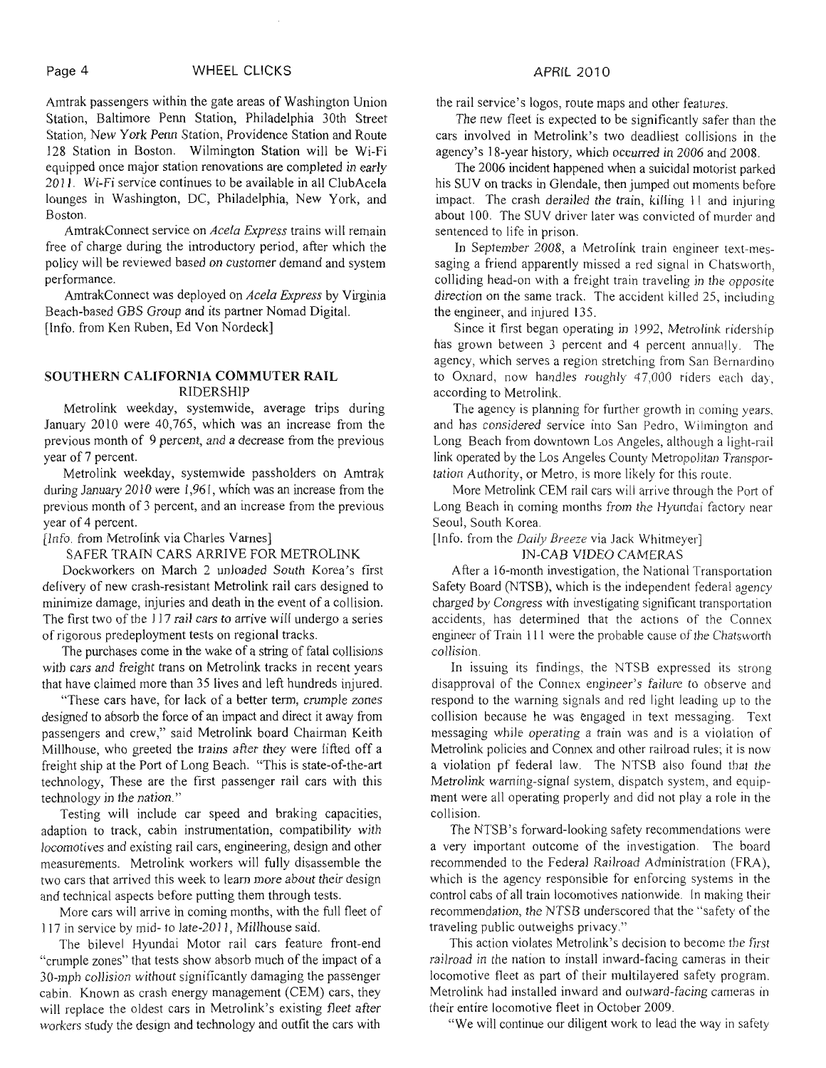Amtrak passengers within the gate areas of Washington Union Station, Baltimore Penn Station, Philadelphia 30th Street Station, New York Penn Station, Providence Station and Route 128 Station in Boston. Wilmington Station will be Wi-Fi equipped once major station renovations are completed in early 2011. Wi-Fi service continues to be available in all ClubAcela lounges in Washington, DC, Philadelphia, New York, and Boston.

AmtrakConnect service on *Acela Express* trains will remain free of charge during the introductory period, after which the policy will be reviewed based on customer demand and system performance.

AmtrakConnect was deployed on *Acela Express* by Virginia Beach-based GBS Group and its partner Nomad Digital.
[Info. from Ken Ruben, Ed Von Nordeck]

## SOUTHERN CALIFORNIA COMMUTER RAIL RIDERSHIP

Metrolink weekday, systemwide, average trips during January 2010 were 40,765, which was an increase from the previous month of 9 percent, and a decrease from the previous year of 7 percent.

Metrolink weekday, systemwide passholders on Amtrak during January 2010 were 1,961, which was an increase from the previous month of 3 percent, and an increase from the previous year of 4 percent.
[Info. from Metrolink via Charles Varnes]

### SAFER TRAIN CARS ARRIVE FOR METROLINK

Dockworkers on March 2 unloaded South Korea's first delivery of new crash-resistant Metrolink rail cars designed to minimize damage, injuries and death in the event of a collision. The first two of the 117 rail cars to arrive will undergo a series of rigorous predeployment tests on regional tracks.

The purchases come in the wake of a string of fatal collisions with cars and freight trans on Metrolink tracks in recent years that have claimed more than 35 lives and left hundreds injured.

"These cars have, for lack of a better term, *crumple zones* designed to absorb the force of an impact and direct it away from passengers and crew," said Metrolink board Chairman Keith Millhouse, who greeted the trains after they were lifted off a freight ship at the Port of Long Beach. "This is state-of-the-art technology, These are the first passenger rail cars with this technology in the nation."

Testing will include car speed and braking capacities, adaption to track, cabin instrumentation, compatibility with locomotives and existing rail cars, engineering, design and other measurements. Metrolink workers will fully disassemble the two cars that arrived this week to learn more about their design and technical aspects before putting them through tests.

More cars will arrive in coming months, with the full fleet of 117 in service by mid- to late-2011, Millhouse said.

The bilevel Hyundai Motor rail cars feature front-end "crumple zones" that tests show absorb much of the impact of a 30-mph collision without significantly damaging the passenger cabin. Known as crash energy management (CEM) cars, they will replace the oldest cars in Metrolink's existing fleet after workers study the design and technology and outfit the cars with the rail service's logos, route maps and other features.

The new fleet is expected to be significantly safer than the cars involved in Metrolink's two deadliest collisions in the agency's 18-year history, which occurred in 2006 and 2008.

The 2006 incident happened when a suicidal motorist parked his SUV on tracks in Glendale, then jumped out moments before impact. The crash derailed the train, killing 11 and injuring about 100. The SUV driver later was convicted of murder and sentenced to life in prison.

In September 2008, a Metrolink train engineer text-messaging a friend apparently missed a red signal in Chatsworth, colliding head-on with a freight train traveling in the opposite direction on the same track. The accident killed 25, including the engineer, and injured 135.

Since it first began operating in 1992, Metrolink ridership has grown between 3 percent and 4 percent annually. The agency, which serves a region stretching from San Bernardino to Oxnard, now handles roughly 47,000 riders each day, according to Metrolink.

The agency is planning for further growth in coming years, and has considered service into San Pedro, Wilmington and Long Beach from downtown Los Angeles, although a light-rail link operated by the Los Angeles County Metropolitan Transportation Authority, or Metro, is more likely for this route.

More Metrolink CEM rail cars will arrive through the Port of Long Beach in coming months from the Hyundai factory near Seoul, South Korea.
[Info. from the *Daily Breeze* via Jack Whitmeyer]

### IN-CAB VIDEO CAMERAS

After a 16-month investigation, the National Transportation Safety Board (NTSB), which is the independent federal agency charged by Congress with investigating significant transportation accidents, has determined that the actions of the Connex engineer of Train 111 were the probable cause of the Chatsworth collision.

In issuing its findings, the NTSB expressed its strong disapproval of the Connex engineer's failure to observe and respond to the warning signals and red light leading up to the collision because he was engaged in text messaging. Text messaging while operating a train was and is a violation of Metrolink policies and Connex and other railroad rules; it is now a violation pf federal law. The NTSB also found that the Metrolink warning-signal system, dispatch system, and equipment were all operating properly and did not play a role in the collision.

The NTSB's forward-looking safety recommendations were a very important outcome of the investigation. The board recommended to the Federal Railroad Administration (FRA), which is the agency responsible for enforcing systems in the control cabs of all train locomotives nationwide. In making their recommendation, the NTSB underscored that the "safety of the traveling public outweighs privacy."

This action violates Metrolink's decision to become the first railroad in the nation to install inward-facing cameras in their locomotive fleet as part of their multilayered safety program. Metrolink had installed inward and outward-facing cameras in their entire locomotive fleet in October 2009.

"We will continue our diligent work to lead the way in safety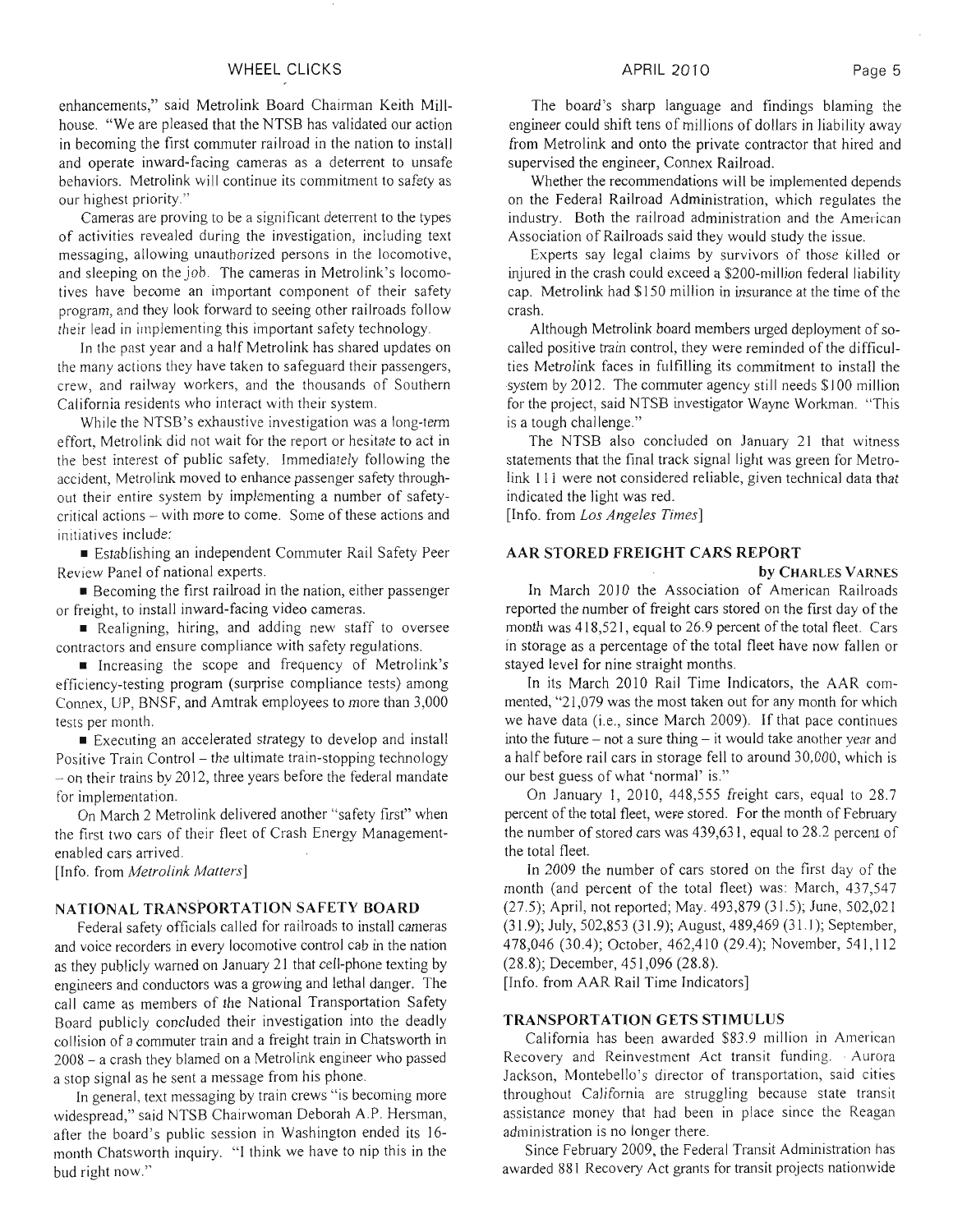enhancements," said Metrolink Board Chairman Keith Millhouse. "We are pleased that the NTSB has validated our action in becoming the first commuter railroad in the nation to install and operate inward-facing cameras as a deterrent to unsafe behaviors. Metrolink will continue its commitment to safety as our highest priority."

Cameras are proving to be a significant deterrent to the types of activities revealed during the investigation, including text messaging, allowing unauthorized persons in the locomotive, and sleeping on the job. The cameras in Metrolink's locomotives have become an important component of their safety program, and they look forward to seeing other railroads follow their lead in implementing this important safety technology.

In the past year and a half Metrolink has shared updates on the many actions they have taken to safeguard their passengers, crew, and railway workers, and the thousands of Southern California residents who interact with their system.

While the NTSB's exhaustive investigation was a long-term effort, Metrolink did not wait for the report or hesitate to act in the best interest of public safety. Immediately following the accident, Metrolink moved to enhance passenger safety throughout their entire system by implementing a number of safety-critical actions – with more to come. Some of these actions and initiatives include:

- Establishing an independent Commuter Rail Safety Peer Review Panel of national experts.
- Becoming the first railroad in the nation, either passenger or freight, to install inward-facing video cameras.
- Realigning, hiring, and adding new staff to oversee contractors and ensure compliance with safety regulations.
- Increasing the scope and frequency of Metrolink's efficiency-testing program (surprise compliance tests) among Connex, UP, BNSF, and Amtrak employees to more than 3,000 tests per month.
- Executing an accelerated strategy to develop and install Positive Train Control – the ultimate train-stopping technology – on their trains by 2012, three years before the federal mandate for implementation.

On March 2 Metrolink delivered another "safety first" when the first two cars of their fleet of Crash Energy Management-enabled cars arrived.

[Info. from *Metrolink Matters*]

## NATIONAL TRANSPORTATION SAFETY BOARD

Federal safety officials called for railroads to install cameras and voice recorders in every locomotive control cab in the nation as they publicly warned on January 21 that cell-phone texting by engineers and conductors was a growing and lethal danger. The call came as members of the National Transportation Safety Board publicly concluded their investigation into the deadly collision of a commuter train and a freight train in Chatsworth in 2008 – a crash they blamed on a Metrolink engineer who passed a stop signal as he sent a message from his phone.

In general, text messaging by train crews "is becoming more widespread," said NTSB Chairwoman Deborah A.P. Hersman, after the board's public session in Washington ended its 16-month Chatsworth inquiry. "I think we have to nip this in the bud right now."

The board's sharp language and findings blaming the engineer could shift tens of millions of dollars in liability away from Metrolink and onto the private contractor that hired and supervised the engineer, Connex Railroad.

Whether the recommendations will be implemented depends on the Federal Railroad Administration, which regulates the industry. Both the railroad administration and the American Association of Railroads said they would study the issue.

Experts say legal claims by survivors of those killed or injured in the crash could exceed a $200-million federal liability cap. Metrolink had $150 million in insurance at the time of the crash.

Although Metrolink board members urged deployment of so-called positive train control, they were reminded of the difficulties Metrolink faces in fulfilling its commitment to install the system by 2012. The commuter agency still needs $100 million for the project, said NTSB investigator Wayne Workman. "This is a tough challenge."

The NTSB also concluded on January 21 that witness statements that the final track signal light was green for Metrolink 111 were not considered reliable, given technical data that indicated the light was red.

[Info. from *Los Angeles Times*]

## AAR STORED FREIGHT CARS REPORT

**by CHARLES VARNES**

In March 2010 the Association of American Railroads reported the number of freight cars stored on the first day of the month was 418,521, equal to 26.9 percent of the total fleet. Cars in storage as a percentage of the total fleet have now fallen or stayed level for nine straight months.

In its March 2010 Rail Time Indicators, the AAR commented, "21,079 was the most taken out for any month for which we have data (i.e., since March 2009). If that pace continues into the future – not a sure thing – it would take another year and a half before rail cars in storage fell to around 30,000, which is our best guess of what 'normal' is."

On January 1, 2010, 448,555 freight cars, equal to 28.7 percent of the total fleet, were stored. For the month of February the number of stored cars was 439,631, equal to 28.2 percent of the total fleet.

In 2009 the number of cars stored on the first day of the month (and percent of the total fleet) was: March, 437,547 (27.5); April, not reported; May, 493,879 (31.5); June, 502,021 (31.9); July, 502,853 (31.9); August, 489,469 (31.1); September, 478,046 (30.4); October, 462,410 (29.4); November, 541,112 (28.8); December, 451,096 (28.8).

[Info. from AAR Rail Time Indicators]

## TRANSPORTATION GETS STIMULUS

California has been awarded $83.9 million in American Recovery and Reinvestment Act transit funding. Aurora Jackson, Montebello's director of transportation, said cities throughout California are struggling because state transit assistance money that had been in place since the Reagan administration is no longer there.

Since February 2009, the Federal Transit Administration has awarded 881 Recovery Act grants for transit projects nationwide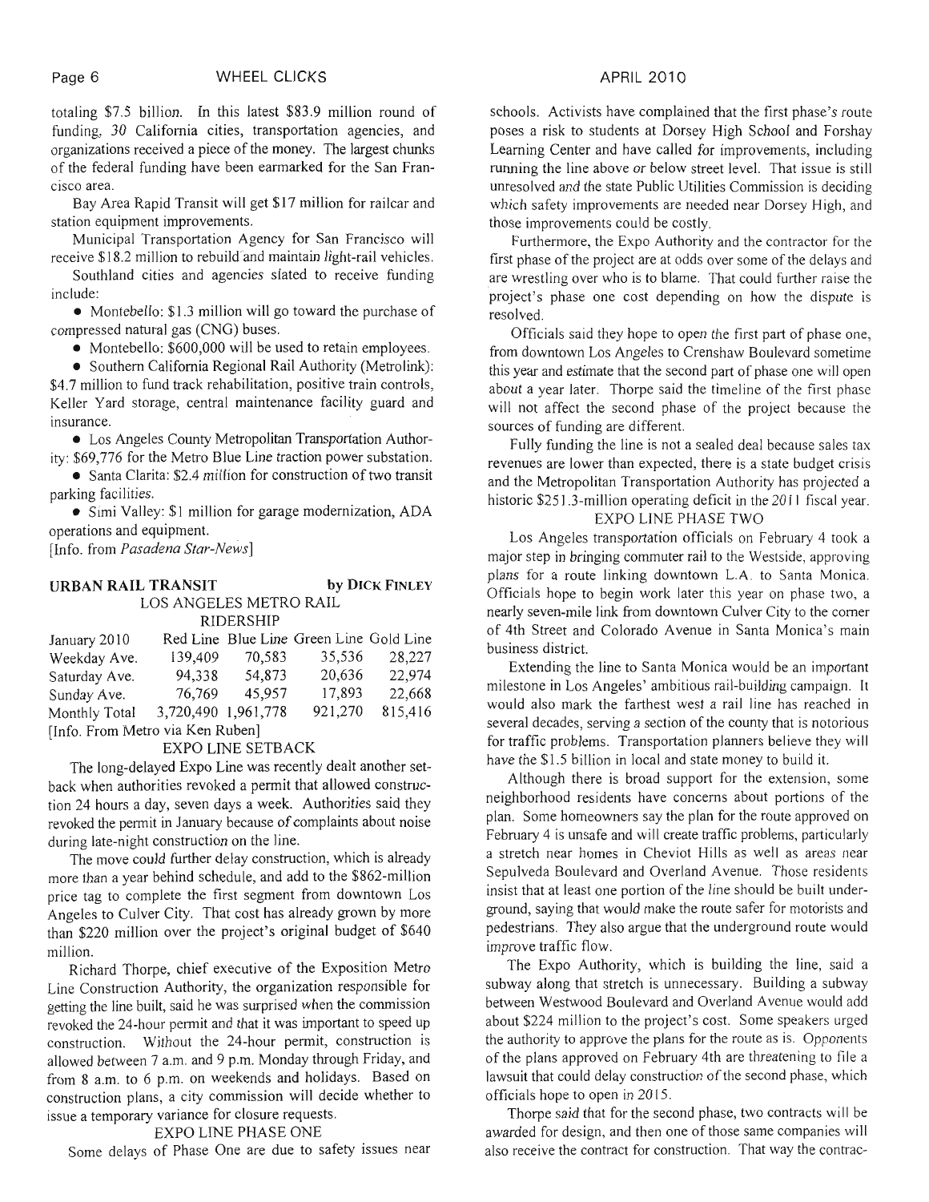totaling $7.5 billion. In this latest $83.9 million round of funding, 30 California cities, transportation agencies, and organizations received a piece of the money. The largest chunks of the federal funding have been earmarked for the San Francisco area.

Bay Area Rapid Transit will get $17 million for railcar and station equipment improvements.

Municipal Transportation Agency for San Francisco will receive $18.2 million to rebuild and maintain light-rail vehicles.

Southland cities and agencies slated to receive funding include:

- Montebello: $1.3 million will go toward the purchase of compressed natural gas (CNG) buses.
- Montebello: $600,000 will be used to retain employees.
- Southern California Regional Rail Authority (Metrolink): $4.7 million to fund track rehabilitation, positive train controls, Keller Yard storage, central maintenance facility guard and insurance.
- Los Angeles County Metropolitan Transportation Authority: $69,776 for the Metro Blue Line traction power substation.
- Santa Clarita: $2.4 million for construction of two transit parking facilities.
- Simi Valley: $1 million for garage modernization, ADA operations and equipment.

[Info. from *Pasadena Star-News*]

## URBAN RAIL TRANSIT — by DICK FINLEY

### LOS ANGELES METRO RAIL

#### RIDERSHIP

| January 2010 | Red Line | Blue Line | Green Line | Gold Line |
|---|---|---|---|---|
| Weekday Ave. | 139,409 | 70,583 | 35,536 | 28,227 |
| Saturday Ave. | 94,338 | 54,873 | 20,636 | 22,974 |
| Sunday Ave. | 76,769 | 45,957 | 17,893 | 22,668 |
| Monthly Total | 3,720,490 | 1,961,778 | 921,270 | 815,416 |

[Info. From Metro via Ken Ruben]

#### EXPO LINE SETBACK

The long-delayed Expo Line was recently dealt another setback when authorities revoked a permit that allowed construction 24 hours a day, seven days a week. Authorities said they revoked the permit in January because of complaints about noise during late-night construction on the line.

The move could further delay construction, which is already more than a year behind schedule, and add to the $862-million price tag to complete the first segment from downtown Los Angeles to Culver City. That cost has already grown by more than $220 million over the project's original budget of $640 million.

Richard Thorpe, chief executive of the Exposition Metro Line Construction Authority, the organization responsible for getting the line built, said he was surprised when the commission revoked the 24-hour permit and that it was important to speed up construction. Without the 24-hour permit, construction is allowed between 7 a.m. and 9 p.m. Monday through Friday, and from 8 a.m. to 6 p.m. on weekends and holidays. Based on construction plans, a city commission will decide whether to issue a temporary variance for closure requests.

#### EXPO LINE PHASE ONE

Some delays of Phase One are due to safety issues near schools. Activists have complained that the first phase's route poses a risk to students at Dorsey High School and Forshay Learning Center and have called for improvements, including running the line above or below street level. That issue is still unresolved and the state Public Utilities Commission is deciding which safety improvements are needed near Dorsey High, and those improvements could be costly.

Furthermore, the Expo Authority and the contractor for the first phase of the project are at odds over some of the delays and are wrestling over who is to blame. That could further raise the project's phase one cost depending on how the dispute is resolved.

Officials said they hope to open the first part of phase one, from downtown Los Angeles to Crenshaw Boulevard sometime this year and estimate that the second part of phase one will open about a year later. Thorpe said the timeline of the first phase will not affect the second phase of the project because the sources of funding are different.

Fully funding the line is not a sealed deal because sales tax revenues are lower than expected, there is a state budget crisis and the Metropolitan Transportation Authority has projected a historic $251.3-million operating deficit in the 2011 fiscal year.

#### EXPO LINE PHASE TWO

Los Angeles transportation officials on February 4 took a major step in bringing commuter rail to the Westside, approving plans for a route linking downtown L.A. to Santa Monica. Officials hope to begin work later this year on phase two, a nearly seven-mile link from downtown Culver City to the corner of 4th Street and Colorado Avenue in Santa Monica's main business district.

Extending the line to Santa Monica would be an important milestone in Los Angeles' ambitious rail-building campaign. It would also mark the farthest west a rail line has reached in several decades, serving a section of the county that is notorious for traffic problems. Transportation planners believe they will have the $1.5 billion in local and state money to build it.

Although there is broad support for the extension, some neighborhood residents have concerns about portions of the plan. Some homeowners say the plan for the route approved on February 4 is unsafe and will create traffic problems, particularly a stretch near homes in Cheviot Hills as well as areas near Sepulveda Boulevard and Overland Avenue. Those residents insist that at least one portion of the line should be built underground, saying that would make the route safer for motorists and pedestrians. They also argue that the underground route would improve traffic flow.

The Expo Authority, which is building the line, said a subway along that stretch is unnecessary. Building a subway between Westwood Boulevard and Overland Avenue would add about $224 million to the project's cost. Some speakers urged the authority to approve the plans for the route as is. Opponents of the plans approved on February 4th are threatening to file a lawsuit that could delay construction of the second phase, which officials hope to open in 2015.

Thorpe said that for the second phase, two contracts will be awarded for design, and then one of those same companies will also receive the contract for construction. That way the contrac-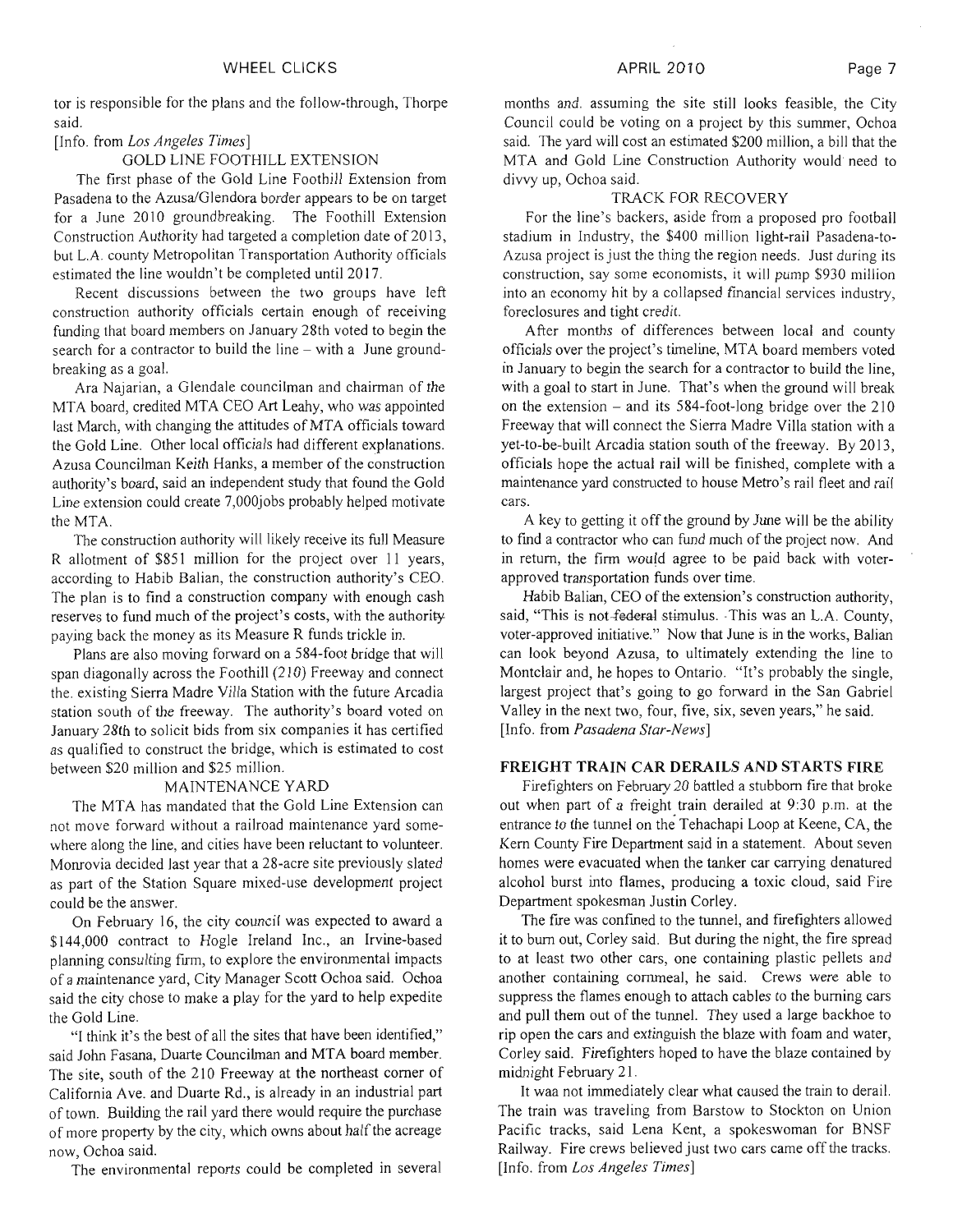tor is responsible for the plans and the follow-through, Thorpe said.

[Info. from *Los Angeles Times*]

GOLD LINE FOOTHILL EXTENSION

The first phase of the Gold Line Foothill Extension from Pasadena to the Azusa/Glendora border appears to be on target for a June 2010 groundbreaking. The Foothill Extension Construction Authority had targeted a completion date of 2013, but L.A. county Metropolitan Transportation Authority officials estimated the line wouldn't be completed until 2017.

Recent discussions between the two groups have left construction authority officials certain enough of receiving funding that board members on January 28th voted to begin the search for a contractor to build the line – with a June groundbreaking as a goal.

Ara Najarian, a Glendale councilman and chairman of the MTA board, credited MTA CEO Art Leahy, who was appointed last March, with changing the attitudes of MTA officials toward the Gold Line. Other local officials had different explanations. Azusa Councilman Keith Hanks, a member of the construction authority's board, said an independent study that found the Gold Line extension could create 7,000jobs probably helped motivate the MTA.

The construction authority will likely receive its full Measure R allotment of $851 million for the project over 11 years, according to Habib Balian, the construction authority's CEO. The plan is to find a construction company with enough cash reserves to fund much of the project's costs, with the authority paying back the money as its Measure R funds trickle in.

Plans are also moving forward on a 584-foot bridge that will span diagonally across the Foothill (210) Freeway and connect the. existing Sierra Madre Villa Station with the future Arcadia station south of the freeway. The authority's board voted on January 28th to solicit bids from six companies it has certified as qualified to construct the bridge, which is estimated to cost between $20 million and $25 million.

MAINTENANCE YARD

The MTA has mandated that the Gold Line Extension can not move forward without a railroad maintenance yard somewhere along the line, and cities have been reluctant to volunteer. Monrovia decided last year that a 28-acre site previously slated as part of the Station Square mixed-use development project could be the answer.

On February 16, the city council was expected to award a $144,000 contract to Hogle Ireland Inc., an Irvine-based planning consulting firm, to explore the environmental impacts of a maintenance yard, City Manager Scott Ochoa said. Ochoa said the city chose to make a play for the yard to help expedite the Gold Line.

"I think it's the best of all the sites that have been identified," said John Fasana, Duarte Councilman and MTA board member. The site, south of the 210 Freeway at the northeast corner of California Ave. and Duarte Rd., is already in an industrial part of town. Building the rail yard there would require the purchase of more property by the city, which owns about half the acreage now, Ochoa said.

The environmental reports could be completed in several months and. assuming the site still looks feasible, the City Council could be voting on a project by this summer, Ochoa said. The yard will cost an estimated $200 million, a bill that the MTA and Gold Line Construction Authority would need to divvy up, Ochoa said.

TRACK FOR RECOVERY

For the line's backers, aside from a proposed pro football stadium in Industry, the $400 million light-rail Pasadena-to-Azusa project is just the thing the region needs. Just during its construction, say some economists, it will pump $930 million into an economy hit by a collapsed financial services industry, foreclosures and tight credit.

After months of differences between local and county officials over the project's timeline, MTA board members voted in January to begin the search for a contractor to build the line, with a goal to start in June. That's when the ground will break on the extension – and its 584-foot-long bridge over the 210 Freeway that will connect the Sierra Madre Villa station with a yet-to-be-built Arcadia station south of the freeway. By 2013, officials hope the actual rail will be finished, complete with a maintenance yard constructed to house Metro's rail fleet and rail cars.

A key to getting it off the ground by June will be the ability to find a contractor who can fund much of the project now. And in return, the firm would agree to be paid back with voter-approved transportation funds over time.

Habib Balian, CEO of the extension's construction authority, said, "This is not federal stimulus. This was an L.A. County, voter-approved initiative." Now that June is in the works, Balian can look beyond Azusa, to ultimately extending the line to Montclair and, he hopes to Ontario. "It's probably the single, largest project that's going to go forward in the San Gabriel Valley in the next two, four, five, six, seven years," he said.

[Info. from *Pasadena Star-News*]

**FREIGHT TRAIN CAR DERAILS AND STARTS FIRE**

Firefighters on February 20 battled a stubborn fire that broke out when part of a freight train derailed at 9:30 p.m. at the entrance to the tunnel on the Tehachapi Loop at Keene, CA, the Kern County Fire Department said in a statement. About seven homes were evacuated when the tanker car carrying denatured alcohol burst into flames, producing a toxic cloud, said Fire Department spokesman Justin Corley.

The fire was confined to the tunnel, and firefighters allowed it to burn out, Corley said. But during the night, the fire spread to at least two other cars, one containing plastic pellets and another containing cornmeal, he said. Crews were able to suppress the flames enough to attach cables to the burning cars and pull them out of the tunnel. They used a large backhoe to rip open the cars and extinguish the blaze with foam and water, Corley said. Firefighters hoped to have the blaze contained by midnight February 21.

It waa not immediately clear what caused the train to derail. The train was traveling from Barstow to Stockton on Union Pacific tracks, said Lena Kent, a spokeswoman for BNSF Railway. Fire crews believed just two cars came off the tracks.

[Info. from *Los Angeles Times*]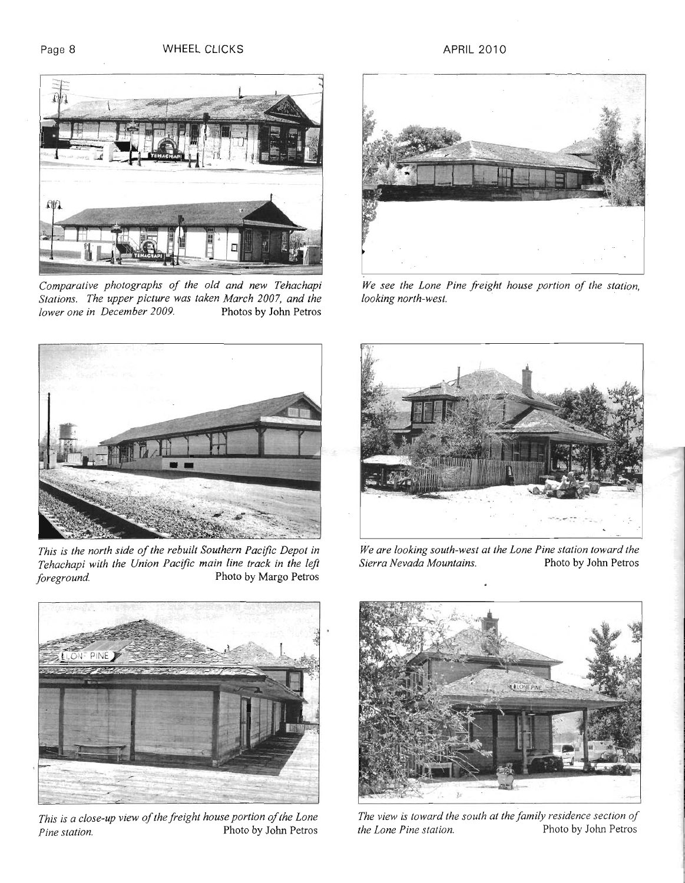*Comparative photographs of the old and new Tehachapi Stations. The upper picture was taken March 2007, and the lower one in December 2009.* Photos by John Petros

*We see the Lone Pine freight house portion of the station, looking north-west.*

*This is the north side of the rebuilt Southern Pacific Depot in Tehachapi with the Union Pacific main line track in the left foreground.* Photo by Margo Petros

*We are looking south-west at the Lone Pine station toward the Sierra Nevada Mountains.* Photo by John Petros

*This is a close-up view of the freight house portion of the Lone Pine station.* Photo by John Petros

*The view is toward the south at the family residence section of the Lone Pine station.* Photo by John Petros